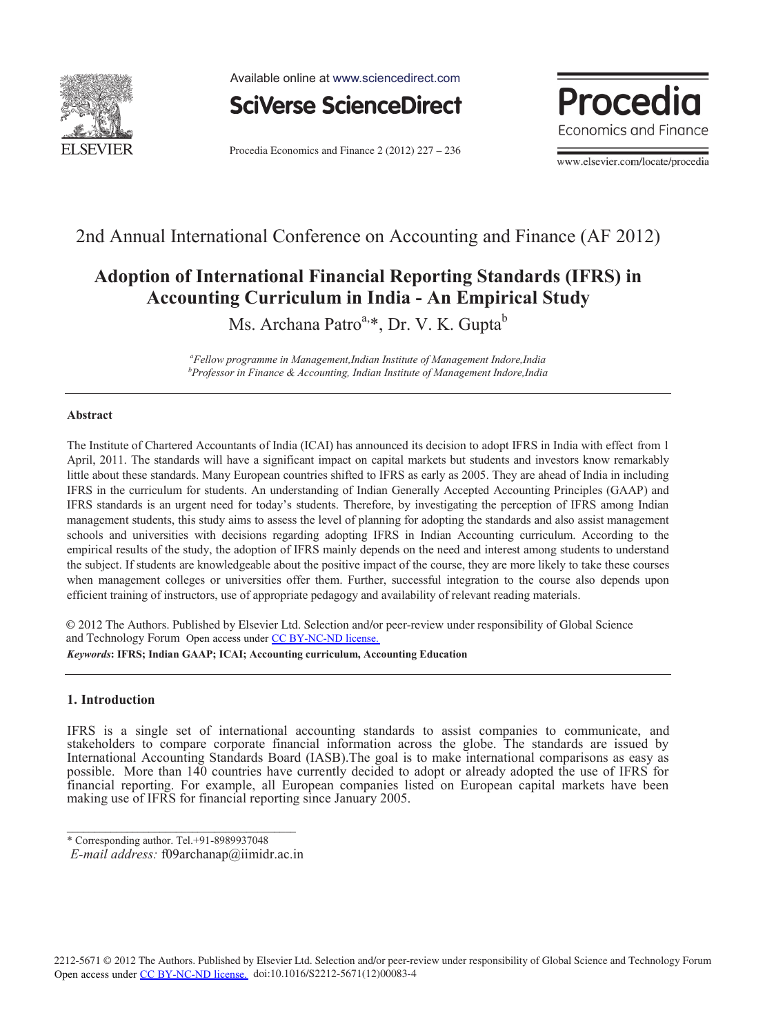2nd Annual International Conference on Accounting and Finance (AF 2012)

# Adoption of International Financial Reporting Standards (IFRS) in Accounting Curriculum in India - An Empirical Study

Ms. Archana Patro[a,*], Dr. V. K. Gupta[b]

[a]*Fellow programme in Management,Indian Institute of Management Indore,India*
[b]*Professor in Finance & Accounting, Indian Institute of Management Indore,India*

---

**Abstract**

The Institute of Chartered Accountants of India (ICAI) has announced its decision to adopt IFRS in India with effect from 1 April, 2011. The standards will have a significant impact on capital markets but students and investors know remarkably little about these standards. Many European countries shifted to IFRS as early as 2005. They are ahead of India in including IFRS in the curriculum for students. An understanding of Indian Generally Accepted Accounting Principles (GAAP) and IFRS standards is an urgent need for today's students. Therefore, by investigating the perception of IFRS among Indian management students, this study aims to assess the level of planning for adopting the standards and also assist management schools and universities with decisions regarding adopting IFRS in Indian Accounting curriculum. According to the empirical results of the study, the adoption of IFRS mainly depends on the need and interest among students to understand the subject. If students are knowledgeable about the positive impact of the course, they are more likely to take these courses when management colleges or universities offer them. Further, successful integration to the course also depends upon efficient training of instructors, use of appropriate pedagogy and availability of relevant reading materials.

© 2012 The Authors. Published by Elsevier Ltd. Selection and/or peer-review under responsibility of Global Science and Technology Forum Open access under CC BY-NC-ND license.

***Keywords*: IFRS; Indian GAAP; ICAI; Accounting curriculum, Accounting Education**

---

## 1. Introduction

IFRS is a single set of international accounting standards to assist companies to communicate, and stakeholders to compare corporate financial information across the globe. The standards are issued by International Accounting Standards Board (IASB).The goal is to make international comparisons as easy as possible. More than 140 countries have currently decided to adopt or already adopted the use of IFRS for financial reporting. For example, all European companies listed on European capital markets have been making use of IFRS for financial reporting since January 2005.

---

\* Corresponding author. Tel.+91-8989937048
*E-mail address:* f09archanap@iimidr.ac.in

2212-5671 © 2012 The Authors. Published by Elsevier Ltd. Selection and/or peer-review under responsibility of Global Science and Technology Forum
Open access under CC BY-NC-ND license. doi:10.1016/S2212-5671(12)00083-4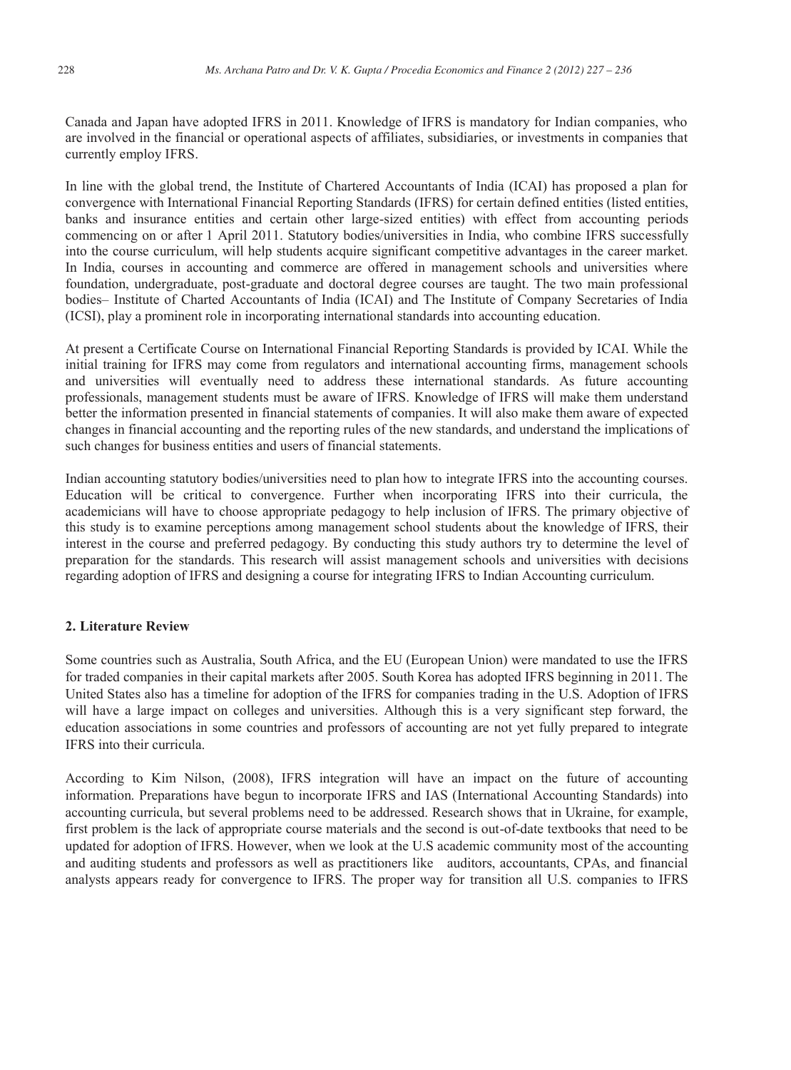Canada and Japan have adopted IFRS in 2011. Knowledge of IFRS is mandatory for Indian companies, who are involved in the financial or operational aspects of affiliates, subsidiaries, or investments in companies that currently employ IFRS.

In line with the global trend, the Institute of Chartered Accountants of India (ICAI) has proposed a plan for convergence with International Financial Reporting Standards (IFRS) for certain defined entities (listed entities, banks and insurance entities and certain other large-sized entities) with effect from accounting periods commencing on or after 1 April 2011. Statutory bodies/universities in India, who combine IFRS successfully into the course curriculum, will help students acquire significant competitive advantages in the career market. In India, courses in accounting and commerce are offered in management schools and universities where foundation, undergraduate, post-graduate and doctoral degree courses are taught. The two main professional bodies– Institute of Charted Accountants of India (ICAI) and The Institute of Company Secretaries of India (ICSI), play a prominent role in incorporating international standards into accounting education.

At present a Certificate Course on International Financial Reporting Standards is provided by ICAI. While the initial training for IFRS may come from regulators and international accounting firms, management schools and universities will eventually need to address these international standards. As future accounting professionals, management students must be aware of IFRS. Knowledge of IFRS will make them understand better the information presented in financial statements of companies. It will also make them aware of expected changes in financial accounting and the reporting rules of the new standards, and understand the implications of such changes for business entities and users of financial statements.

Indian accounting statutory bodies/universities need to plan how to integrate IFRS into the accounting courses. Education will be critical to convergence. Further when incorporating IFRS into their curricula, the academicians will have to choose appropriate pedagogy to help inclusion of IFRS. The primary objective of this study is to examine perceptions among management school students about the knowledge of IFRS, their interest in the course and preferred pedagogy. By conducting this study authors try to determine the level of preparation for the standards. This research will assist management schools and universities with decisions regarding adoption of IFRS and designing a course for integrating IFRS to Indian Accounting curriculum.

## 2. Literature Review

Some countries such as Australia, South Africa, and the EU (European Union) were mandated to use the IFRS for traded companies in their capital markets after 2005. South Korea has adopted IFRS beginning in 2011. The United States also has a timeline for adoption of the IFRS for companies trading in the U.S. Adoption of IFRS will have a large impact on colleges and universities. Although this is a very significant step forward, the education associations in some countries and professors of accounting are not yet fully prepared to integrate IFRS into their curricula.

According to Kim Nilson, (2008), IFRS integration will have an impact on the future of accounting information. Preparations have begun to incorporate IFRS and IAS (International Accounting Standards) into accounting curricula, but several problems need to be addressed. Research shows that in Ukraine, for example, first problem is the lack of appropriate course materials and the second is out-of-date textbooks that need to be updated for adoption of IFRS. However, when we look at the U.S academic community most of the accounting and auditing students and professors as well as practitioners like auditors, accountants, CPAs, and financial analysts appears ready for convergence to IFRS. The proper way for transition all U.S. companies to IFRS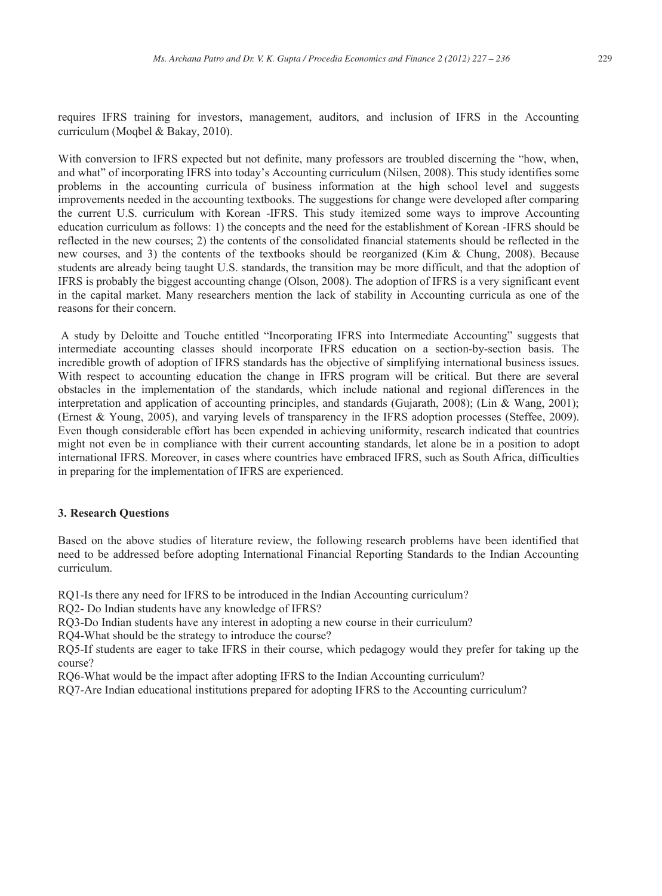requires IFRS training for investors, management, auditors, and inclusion of IFRS in the Accounting curriculum (Moqbel & Bakay, 2010).

With conversion to IFRS expected but not definite, many professors are troubled discerning the "how, when, and what" of incorporating IFRS into today's Accounting curriculum (Nilsen, 2008). This study identifies some problems in the accounting curricula of business information at the high school level and suggests improvements needed in the accounting textbooks. The suggestions for change were developed after comparing the current U.S. curriculum with Korean -IFRS. This study itemized some ways to improve Accounting education curriculum as follows: 1) the concepts and the need for the establishment of Korean -IFRS should be reflected in the new courses; 2) the contents of the consolidated financial statements should be reflected in the new courses, and 3) the contents of the textbooks should be reorganized (Kim & Chung, 2008). Because students are already being taught U.S. standards, the transition may be more difficult, and that the adoption of IFRS is probably the biggest accounting change (Olson, 2008). The adoption of IFRS is a very significant event in the capital market. Many researchers mention the lack of stability in Accounting curricula as one of the reasons for their concern.

A study by Deloitte and Touche entitled "Incorporating IFRS into Intermediate Accounting" suggests that intermediate accounting classes should incorporate IFRS education on a section-by-section basis. The incredible growth of adoption of IFRS standards has the objective of simplifying international business issues. With respect to accounting education the change in IFRS program will be critical. But there are several obstacles in the implementation of the standards, which include national and regional differences in the interpretation and application of accounting principles, and standards (Gujarath, 2008); (Lin & Wang, 2001); (Ernest & Young, 2005), and varying levels of transparency in the IFRS adoption processes (Steffee, 2009). Even though considerable effort has been expended in achieving uniformity, research indicated that countries might not even be in compliance with their current accounting standards, let alone be in a position to adopt international IFRS. Moreover, in cases where countries have embraced IFRS, such as South Africa, difficulties in preparing for the implementation of IFRS are experienced.

## 3. Research Questions

Based on the above studies of literature review, the following research problems have been identified that need to be addressed before adopting International Financial Reporting Standards to the Indian Accounting curriculum.

RQ1-Is there any need for IFRS to be introduced in the Indian Accounting curriculum?  
RQ2- Do Indian students have any knowledge of IFRS?  
RQ3-Do Indian students have any interest in adopting a new course in their curriculum?  
RQ4-What should be the strategy to introduce the course?  
RQ5-If students are eager to take IFRS in their course, which pedagogy would they prefer for taking up the course?  
RQ6-What would be the impact after adopting IFRS to the Indian Accounting curriculum?  
RQ7-Are Indian educational institutions prepared for adopting IFRS to the Accounting curriculum?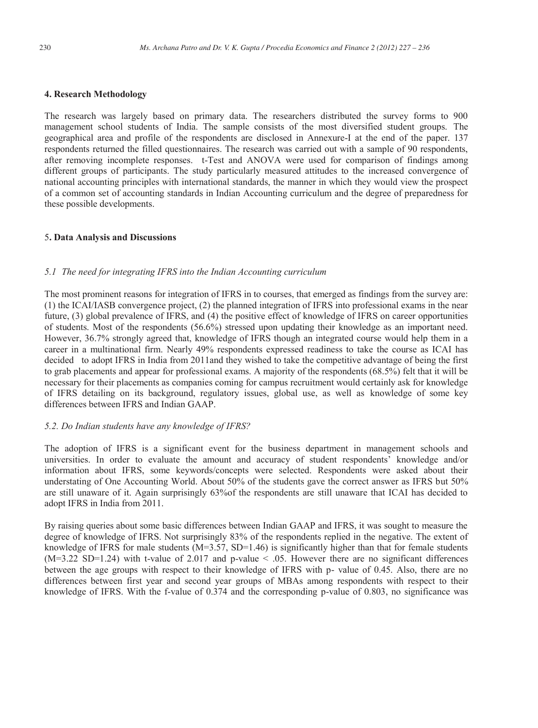## 4. Research Methodology

The research was largely based on primary data. The researchers distributed the survey forms to 900 management school students of India. The sample consists of the most diversified student groups. The geographical area and profile of the respondents are disclosed in Annexure-I at the end of the paper. 137 respondents returned the filled questionnaires. The research was carried out with a sample of 90 respondents, after removing incomplete responses. t-Test and ANOVA were used for comparison of findings among different groups of participants. The study particularly measured attitudes to the increased convergence of national accounting principles with international standards, the manner in which they would view the prospect of a common set of accounting standards in Indian Accounting curriculum and the degree of preparedness for these possible developments.

## 5. Data Analysis and Discussions

### *5.1 The need for integrating IFRS into the Indian Accounting curriculum*

The most prominent reasons for integration of IFRS in to courses, that emerged as findings from the survey are: (1) the ICAI/IASB convergence project, (2) the planned integration of IFRS into professional exams in the near future, (3) global prevalence of IFRS, and (4) the positive effect of knowledge of IFRS on career opportunities of students. Most of the respondents (56.6%) stressed upon updating their knowledge as an important need. However, 36.7% strongly agreed that, knowledge of IFRS though an integrated course would help them in a career in a multinational firm. Nearly 49% respondents expressed readiness to take the course as ICAI has decided to adopt IFRS in India from 2011and they wished to take the competitive advantage of being the first to grab placements and appear for professional exams. A majority of the respondents (68.5%) felt that it will be necessary for their placements as companies coming for campus recruitment would certainly ask for knowledge of IFRS detailing on its background, regulatory issues, global use, as well as knowledge of some key differences between IFRS and Indian GAAP.

### *5.2. Do Indian students have any knowledge of IFRS?*

The adoption of IFRS is a significant event for the business department in management schools and universities. In order to evaluate the amount and accuracy of student respondents' knowledge and/or information about IFRS, some keywords/concepts were selected. Respondents were asked about their understating of One Accounting World. About 50% of the students gave the correct answer as IFRS but 50% are still unaware of it. Again surprisingly 63%of the respondents are still unaware that ICAI has decided to adopt IFRS in India from 2011.

By raising queries about some basic differences between Indian GAAP and IFRS, it was sought to measure the degree of knowledge of IFRS. Not surprisingly 83% of the respondents replied in the negative. The extent of knowledge of IFRS for male students ($M=3.57$, $SD=1.46$) is significantly higher than that for female students ($M=3.22$ $SD=1.24$) with t-value of 2.017 and p-value $< .05$. However there are no significant differences between the age groups with respect to their knowledge of IFRS with p- value of 0.45. Also, there are no differences between first year and second year groups of MBAs among respondents with respect to their knowledge of IFRS. With the f-value of 0.374 and the corresponding p-value of 0.803, no significance was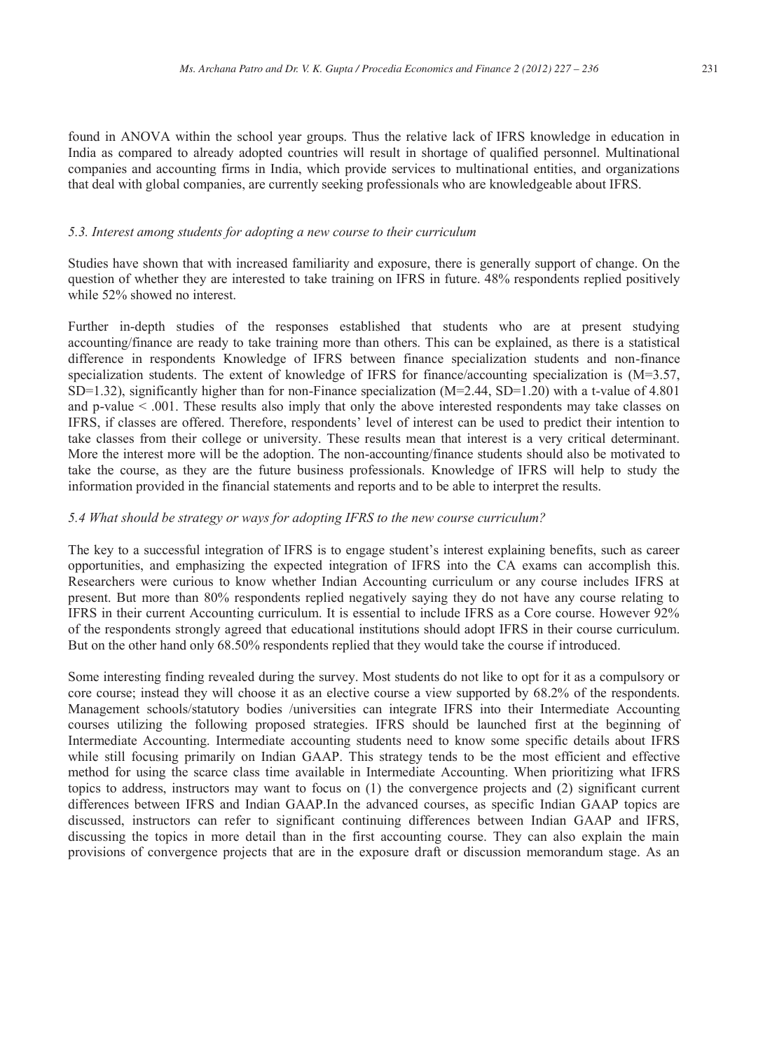found in ANOVA within the school year groups. Thus the relative lack of IFRS knowledge in education in India as compared to already adopted countries will result in shortage of qualified personnel. Multinational companies and accounting firms in India, which provide services to multinational entities, and organizations that deal with global companies, are currently seeking professionals who are knowledgeable about IFRS.

### *5.3. Interest among students for adopting a new course to their curriculum*

Studies have shown that with increased familiarity and exposure, there is generally support of change. On the question of whether they are interested to take training on IFRS in future. 48% respondents replied positively while 52% showed no interest.

Further in-depth studies of the responses established that students who are at present studying accounting/finance are ready to take training more than others. This can be explained, as there is a statistical difference in respondents Knowledge of IFRS between finance specialization students and non-finance specialization students. The extent of knowledge of IFRS for finance/accounting specialization is ($M=3.57$, $SD=1.32$), significantly higher than for non-Finance specialization ($M=2.44$, $SD=1.20$) with a t-value of 4.801 and p-value $< .001$. These results also imply that only the above interested respondents may take classes on IFRS, if classes are offered. Therefore, respondents' level of interest can be used to predict their intention to take classes from their college or university. These results mean that interest is a very critical determinant. More the interest more will be the adoption. The non-accounting/finance students should also be motivated to take the course, as they are the future business professionals. Knowledge of IFRS will help to study the information provided in the financial statements and reports and to be able to interpret the results.

### *5.4 What should be strategy or ways for adopting IFRS to the new course curriculum?*

The key to a successful integration of IFRS is to engage student's interest explaining benefits, such as career opportunities, and emphasizing the expected integration of IFRS into the CA exams can accomplish this. Researchers were curious to know whether Indian Accounting curriculum or any course includes IFRS at present. But more than 80% respondents replied negatively saying they do not have any course relating to IFRS in their current Accounting curriculum. It is essential to include IFRS as a Core course. However 92% of the respondents strongly agreed that educational institutions should adopt IFRS in their course curriculum. But on the other hand only 68.50% respondents replied that they would take the course if introduced.

Some interesting finding revealed during the survey. Most students do not like to opt for it as a compulsory or core course; instead they will choose it as an elective course a view supported by 68.2% of the respondents. Management schools/statutory bodies /universities can integrate IFRS into their Intermediate Accounting courses utilizing the following proposed strategies. IFRS should be launched first at the beginning of Intermediate Accounting. Intermediate accounting students need to know some specific details about IFRS while still focusing primarily on Indian GAAP. This strategy tends to be the most efficient and effective method for using the scarce class time available in Intermediate Accounting. When prioritizing what IFRS topics to address, instructors may want to focus on (1) the convergence projects and (2) significant current differences between IFRS and Indian GAAP.In the advanced courses, as specific Indian GAAP topics are discussed, instructors can refer to significant continuing differences between Indian GAAP and IFRS, discussing the topics in more detail than in the first accounting course. They can also explain the main provisions of convergence projects that are in the exposure draft or discussion memorandum stage. As an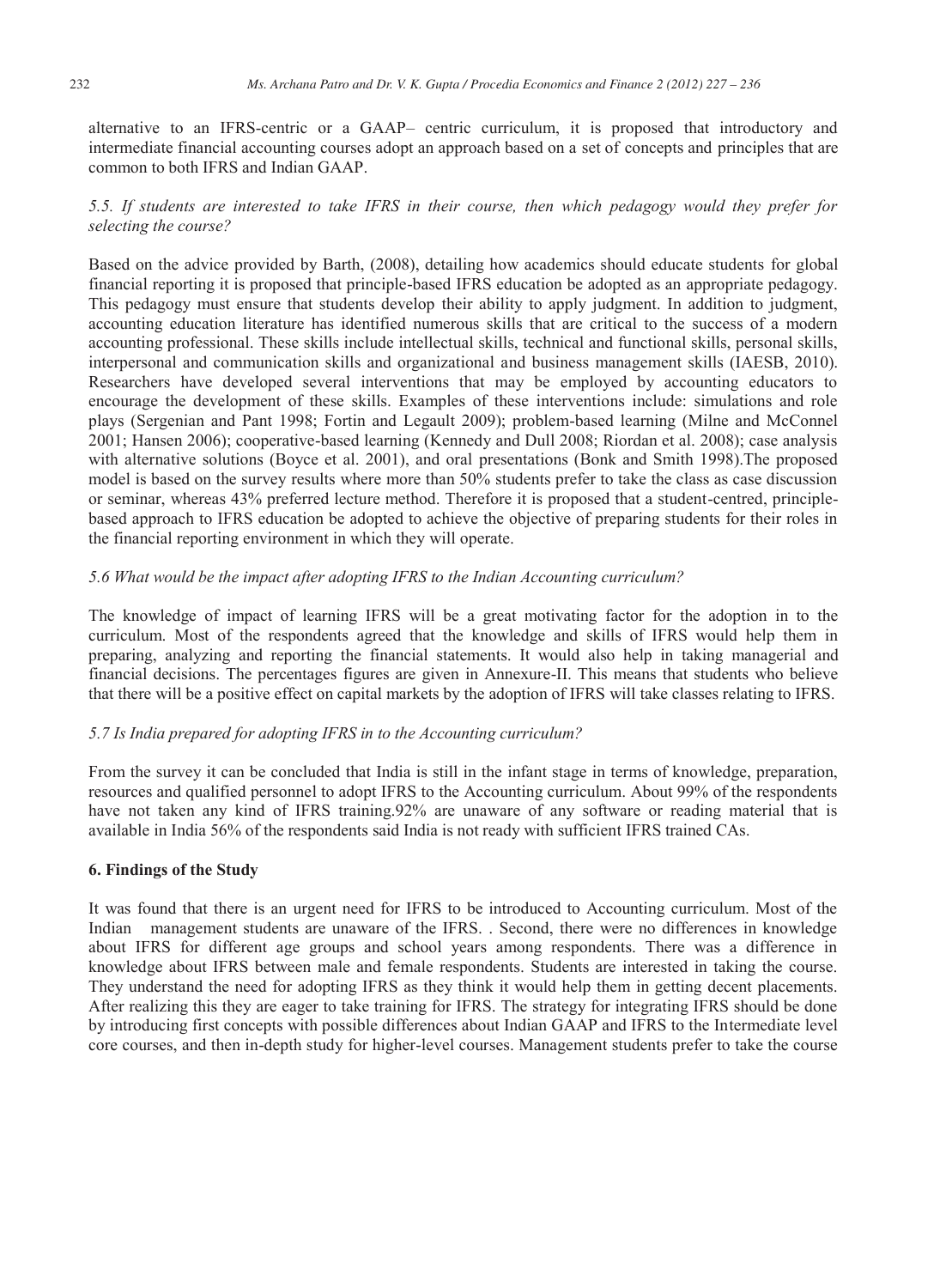alternative to an IFRS-centric or a GAAP– centric curriculum, it is proposed that introductory and intermediate financial accounting courses adopt an approach based on a set of concepts and principles that are common to both IFRS and Indian GAAP.

### *5.5. If students are interested to take IFRS in their course, then which pedagogy would they prefer for selecting the course?*

Based on the advice provided by Barth, (2008), detailing how academics should educate students for global financial reporting it is proposed that principle-based IFRS education be adopted as an appropriate pedagogy. This pedagogy must ensure that students develop their ability to apply judgment. In addition to judgment, accounting education literature has identified numerous skills that are critical to the success of a modern accounting professional. These skills include intellectual skills, technical and functional skills, personal skills, interpersonal and communication skills and organizational and business management skills (IAESB, 2010). Researchers have developed several interventions that may be employed by accounting educators to encourage the development of these skills. Examples of these interventions include: simulations and role plays (Sergenian and Pant 1998; Fortin and Legault 2009); problem-based learning (Milne and McConnel 2001; Hansen 2006); cooperative-based learning (Kennedy and Dull 2008; Riordan et al. 2008); case analysis with alternative solutions (Boyce et al. 2001), and oral presentations (Bonk and Smith 1998).The proposed model is based on the survey results where more than 50% students prefer to take the class as case discussion or seminar, whereas 43% preferred lecture method. Therefore it is proposed that a student-centred, principle-based approach to IFRS education be adopted to achieve the objective of preparing students for their roles in the financial reporting environment in which they will operate.

### *5.6 What would be the impact after adopting IFRS to the Indian Accounting curriculum?*

The knowledge of impact of learning IFRS will be a great motivating factor for the adoption in to the curriculum. Most of the respondents agreed that the knowledge and skills of IFRS would help them in preparing, analyzing and reporting the financial statements. It would also help in taking managerial and financial decisions. The percentages figures are given in Annexure-II. This means that students who believe that there will be a positive effect on capital markets by the adoption of IFRS will take classes relating to IFRS.

### *5.7 Is India prepared for adopting IFRS in to the Accounting curriculum?*

From the survey it can be concluded that India is still in the infant stage in terms of knowledge, preparation, resources and qualified personnel to adopt IFRS to the Accounting curriculum. About 99% of the respondents have not taken any kind of IFRS training.92% are unaware of any software or reading material that is available in India 56% of the respondents said India is not ready with sufficient IFRS trained CAs.

## 6. Findings of the Study

It was found that there is an urgent need for IFRS to be introduced to Accounting curriculum. Most of the Indian management students are unaware of the IFRS. . Second, there were no differences in knowledge about IFRS for different age groups and school years among respondents. There was a difference in knowledge about IFRS between male and female respondents. Students are interested in taking the course. They understand the need for adopting IFRS as they think it would help them in getting decent placements. After realizing this they are eager to take training for IFRS. The strategy for integrating IFRS should be done by introducing first concepts with possible differences about Indian GAAP and IFRS to the Intermediate level core courses, and then in-depth study for higher-level courses. Management students prefer to take the course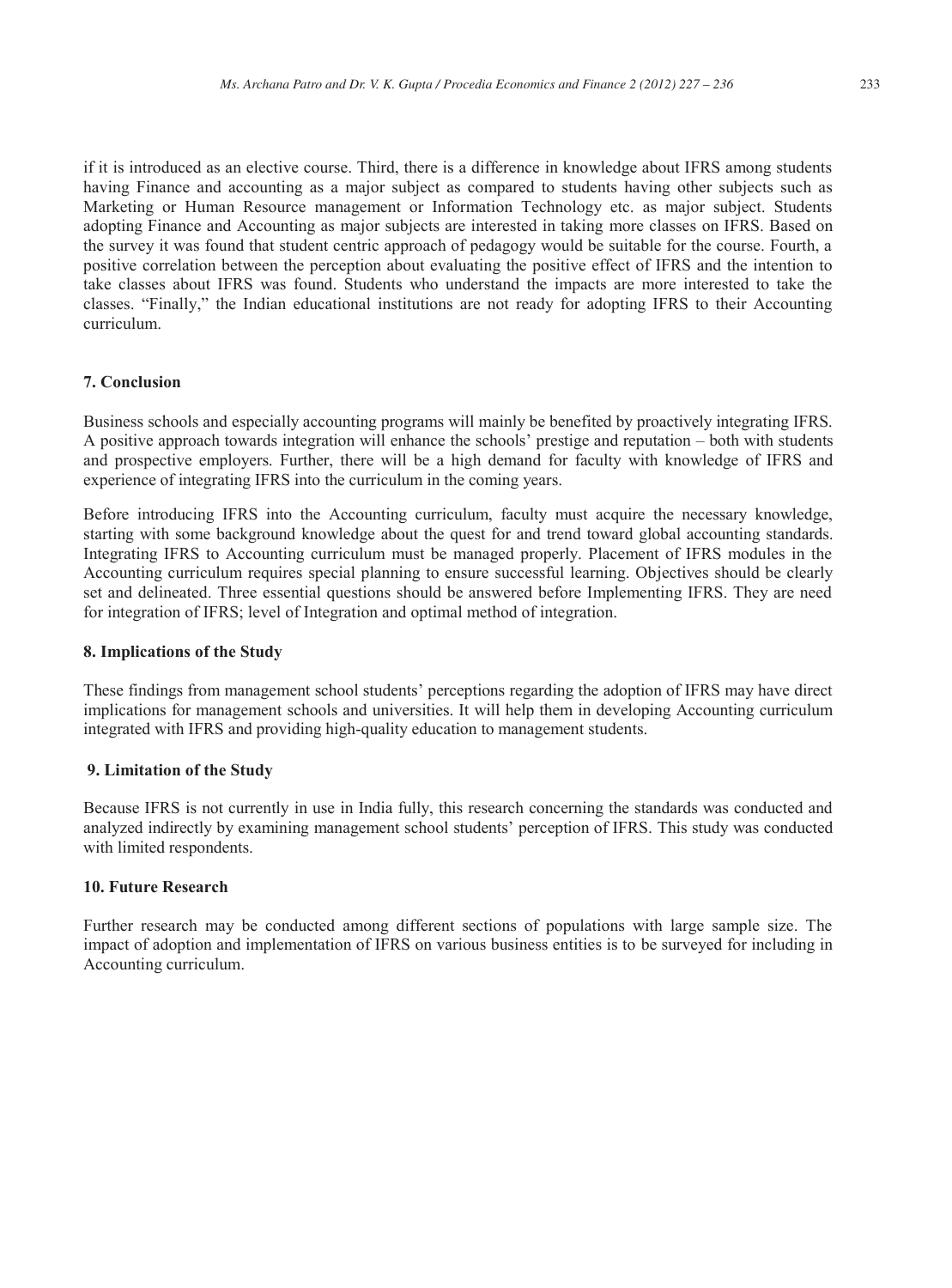if it is introduced as an elective course. Third, there is a difference in knowledge about IFRS among students having Finance and accounting as a major subject as compared to students having other subjects such as Marketing or Human Resource management or Information Technology etc. as major subject. Students adopting Finance and Accounting as major subjects are interested in taking more classes on IFRS. Based on the survey it was found that student centric approach of pedagogy would be suitable for the course. Fourth, a positive correlation between the perception about evaluating the positive effect of IFRS and the intention to take classes about IFRS was found. Students who understand the impacts are more interested to take the classes. "Finally," the Indian educational institutions are not ready for adopting IFRS to their Accounting curriculum.

## 7. Conclusion

Business schools and especially accounting programs will mainly be benefited by proactively integrating IFRS. A positive approach towards integration will enhance the schools' prestige and reputation – both with students and prospective employers. Further, there will be a high demand for faculty with knowledge of IFRS and experience of integrating IFRS into the curriculum in the coming years.

Before introducing IFRS into the Accounting curriculum, faculty must acquire the necessary knowledge, starting with some background knowledge about the quest for and trend toward global accounting standards. Integrating IFRS to Accounting curriculum must be managed properly. Placement of IFRS modules in the Accounting curriculum requires special planning to ensure successful learning. Objectives should be clearly set and delineated. Three essential questions should be answered before Implementing IFRS. They are need for integration of IFRS; level of Integration and optimal method of integration.

## 8. Implications of the Study

These findings from management school students' perceptions regarding the adoption of IFRS may have direct implications for management schools and universities. It will help them in developing Accounting curriculum integrated with IFRS and providing high-quality education to management students.

## 9. Limitation of the Study

Because IFRS is not currently in use in India fully, this research concerning the standards was conducted and analyzed indirectly by examining management school students' perception of IFRS. This study was conducted with limited respondents.

## 10. Future Research

Further research may be conducted among different sections of populations with large sample size. The impact of adoption and implementation of IFRS on various business entities is to be surveyed for including in Accounting curriculum.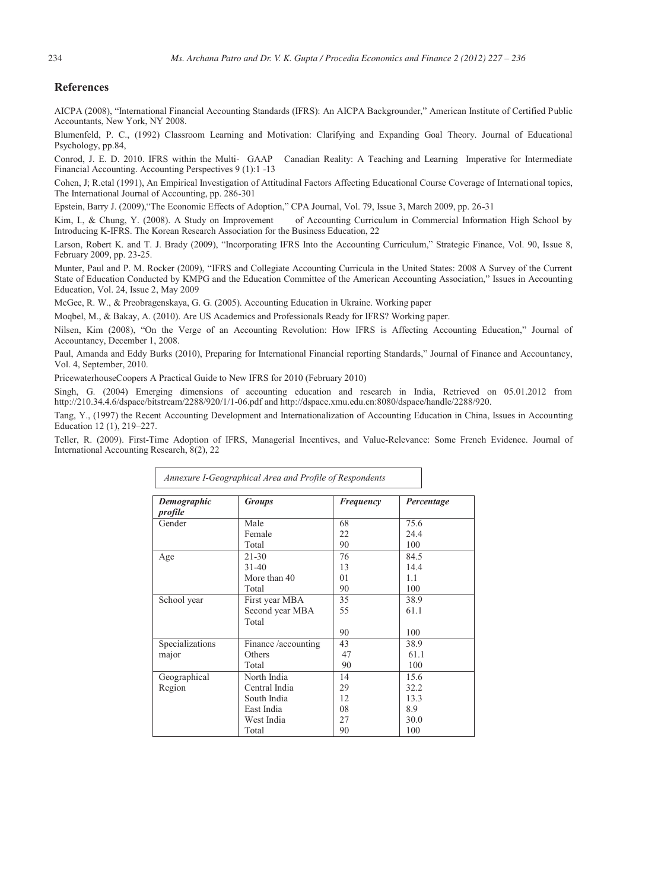## References

AICPA (2008), "International Financial Accounting Standards (IFRS): An AICPA Backgrounder," American Institute of Certified Public Accountants, New York, NY 2008.

Blumenfeld, P. C., (1992) Classroom Learning and Motivation: Clarifying and Expanding Goal Theory. Journal of Educational Psychology, pp.84,

Conrod, J. E. D. 2010. IFRS within the Multi- GAAP Canadian Reality: A Teaching and Learning Imperative for Intermediate Financial Accounting. Accounting Perspectives 9 (1):1 -13

Cohen, J; R.etal (1991), An Empirical Investigation of Attitudinal Factors Affecting Educational Course Coverage of International topics, The International Journal of Accounting, pp. 286-301

Epstein, Barry J. (2009),"The Economic Effects of Adoption," CPA Journal, Vol. 79, Issue 3, March 2009, pp. 26-31

Kim, I., & Chung, Y. (2008). A Study on Improvement of Accounting Curriculum in Commercial Information High School by Introducing K-IFRS. The Korean Research Association for the Business Education, 22

Larson, Robert K. and T. J. Brady (2009), "Incorporating IFRS Into the Accounting Curriculum," Strategic Finance, Vol. 90, Issue 8, February 2009, pp. 23-25.

Munter, Paul and P. M. Rocker (2009), "IFRS and Collegiate Accounting Curricula in the United States: 2008 A Survey of the Current State of Education Conducted by KMPG and the Education Committee of the American Accounting Association," Issues in Accounting Education, Vol. 24, Issue 2, May 2009

McGee, R. W., & Preobragenskaya, G. G. (2005). Accounting Education in Ukraine. Working paper

Moqbel, M., & Bakay, A. (2010). Are US Academics and Professionals Ready for IFRS? Working paper.

Nilsen, Kim (2008), "On the Verge of an Accounting Revolution: How IFRS is Affecting Accounting Education," Journal of Accountancy, December 1, 2008.

Paul, Amanda and Eddy Burks (2010), Preparing for International Financial reporting Standards," Journal of Finance and Accountancy, Vol. 4, September, 2010.

PricewaterhouseCoopers A Practical Guide to New IFRS for 2010 (February 2010)

Singh, G. (2004) Emerging dimensions of accounting education and research in India, Retrieved on 05.01.2012 from http://210.34.4.6/dspace/bitstream/2288/920/1/1-06.pdf and http://dspace.xmu.edu.cn:8080/dspace/handle/2288/920.

Tang, Y., (1997) the Recent Accounting Development and Internationalization of Accounting Education in China, Issues in Accounting Education 12 (1), 219–227.

Teller, R. (2009). First-Time Adoption of IFRS, Managerial Incentives, and Value-Relevance: Some French Evidence. Journal of International Accounting Research, 8(2), 22

*Annexure I-Geographical Area and Profile of Respondents*

| *Demographic profile* | *Groups* | *Frequency* | *Percentage* |
|---|---|---|---|
| Gender | Male | 68 | 75.6 |
| | Female | 22 | 24.4 |
| | Total | 90 | 100 |
| Age | 21-30 | 76 | 84.5 |
| | 31-40 | 13 | 14.4 |
| | More than 40 | 01 | 1.1 |
| | Total | 90 | 100 |
| School year | First year MBA | 35 | 38.9 |
| | Second year MBA | 55 | 61.1 |
| | Total | 90 | 100 |
| Specializations major | Finance /accounting | 43 | 38.9 |
| | Others | 47 | 61.1 |
| | Total | 90 | 100 |
| Geographical Region | North India | 14 | 15.6 |
| | Central India | 29 | 32.2 |
| | South India | 12 | 13.3 |
| | East India | 08 | 8.9 |
| | West India | 27 | 30.0 |
| | Total | 90 | 100 |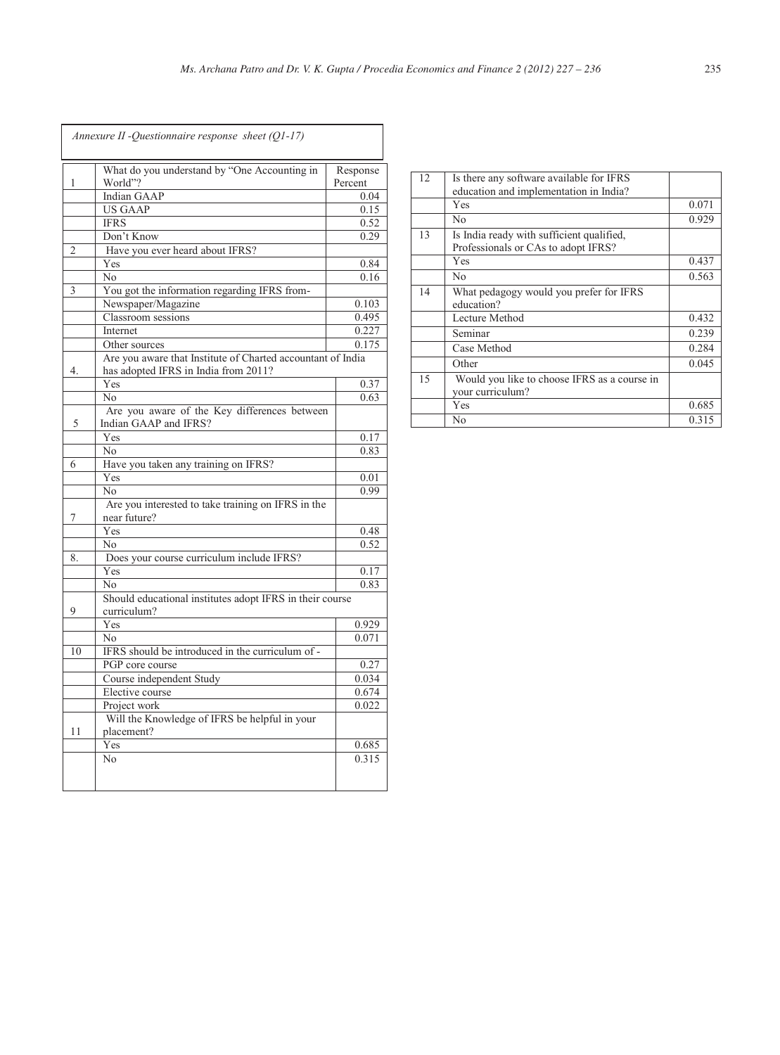*Annexure II -Questionnaire response sheet (Q1-17)*

| | | Response Percent |
|---|---|---|
| 1 | What do you understand by "One Accounting in World"? | |
| | Indian GAAP | 0.04 |
| | US GAAP | 0.15 |
| | IFRS | 0.52 |
| | Don't Know | 0.29 |
| 2 | Have you ever heard about IFRS? | |
| | Yes | 0.84 |
| | No | 0.16 |
| 3 | You got the information regarding IFRS from- | |
| | Newspaper/Magazine | 0.103 |
| | Classroom sessions | 0.495 |
| | Internet | 0.227 |
| | Other sources | 0.175 |
| 4. | Are you aware that Institute of Charted accountant of India has adopted IFRS in India from 2011? | |
| | Yes | 0.37 |
| | No | 0.63 |
| 5 | Are you aware of the Key differences between Indian GAAP and IFRS? | |
| | Yes | 0.17 |
| | No | 0.83 |
| 6 | Have you taken any training on IFRS? | |
| | Yes | 0.01 |
| | No | 0.99 |
| 7 | Are you interested to take training on IFRS in the near future? | |
| | Yes | 0.48 |
| | No | 0.52 |
| 8. | Does your course curriculum include IFRS? | |
| | Yes | 0.17 |
| | No | 0.83 |
| 9 | Should educational institutes adopt IFRS in their course curriculum? | |
| | Yes | 0.929 |
| | No | 0.071 |
| 10 | IFRS should be introduced in the curriculum of - | |
| | PGP core course | 0.27 |
| | Course independent Study | 0.034 |
| | Elective course | 0.674 |
| | Project work | 0.022 |
| 11 | Will the Knowledge of IFRS be helpful in your placement? | |
| | Yes | 0.685 |
| | No | 0.315 |
| 12 | Is there any software available for IFRS education and implementation in India? | |
| | Yes | 0.071 |
| | No | 0.929 |
| 13 | Is India ready with sufficient qualified, Professionals or CAs to adopt IFRS? | |
| | Yes | 0.437 |
| | No | 0.563 |
| 14 | What pedagogy would you prefer for IFRS education? | |
| | Lecture Method | 0.432 |
| | Seminar | 0.239 |
| | Case Method | 0.284 |
| | Other | 0.045 |
| 15 | Would you like to choose IFRS as a course in your curriculum? | |
| | Yes | 0.685 |
| | No | 0.315 |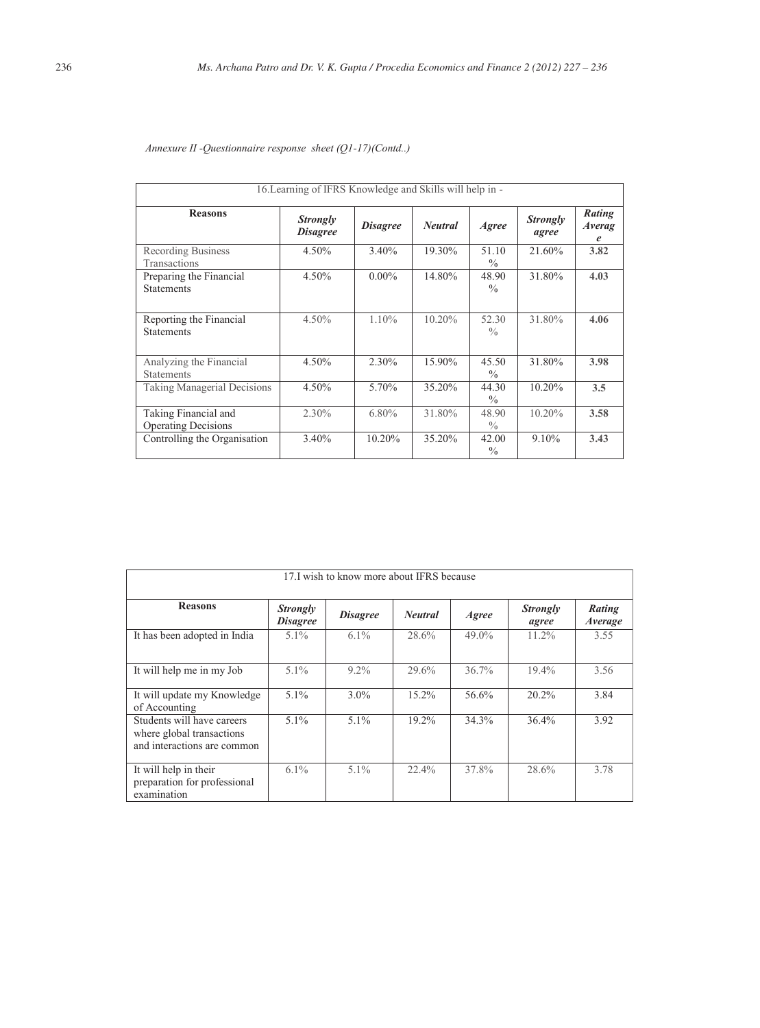*Annexure II -Questionnaire response sheet (Q1-17)(Contd..)*

| 16.Learning of IFRS Knowledge and Skills will help in - | | | | | | |
|---|---|---|---|---|---|---|
| **Reasons** | ***Strongly Disagree*** | ***Disagree*** | ***Neutral*** | ***Agree*** | ***Strongly agree*** | ***Rating Average*** |
| Recording Business Transactions | 4.50% | 3.40% | 19.30% | 51.10 % | 21.60% | **3.82** |
| Preparing the Financial Statements | 4.50% | 0.00% | 14.80% | 48.90 % | 31.80% | **4.03** |
| Reporting the Financial Statements | 4.50% | 1.10% | 10.20% | 52.30 % | 31.80% | **4.06** |
| Analyzing the Financial Statements | 4.50% | 2.30% | 15.90% | 45.50 % | 31.80% | **3.98** |
| Taking Managerial Decisions | 4.50% | 5.70% | 35.20% | 44.30 % | 10.20% | **3.5** |
| Taking Financial and Operating Decisions | 2.30% | 6.80% | 31.80% | 48.90 % | 10.20% | **3.58** |
| Controlling the Organisation | 3.40% | 10.20% | 35.20% | 42.00 % | 9.10% | **3.43** |

| 17.I wish to know more about IFRS because | | | | | | |
|---|---|---|---|---|---|---|
| **Reasons** | ***Strongly Disagree*** | ***Disagree*** | ***Neutral*** | ***Agree*** | ***Strongly agree*** | ***Rating Average*** |
| It has been adopted in India | 5.1% | 6.1% | 28.6% | 49.0% | 11.2% | 3.55 |
| It will help me in my Job | 5.1% | 9.2% | 29.6% | 36.7% | 19.4% | 3.56 |
| It will update my Knowledge of Accounting | 5.1% | 3.0% | 15.2% | 56.6% | 20.2% | 3.84 |
| Students will have careers where global transactions and interactions are common | 5.1% | 5.1% | 19.2% | 34.3% | 36.4% | 3.92 |
| It will help in their preparation for professional examination | 6.1% | 5.1% | 22.4% | 37.8% | 28.6% | 3.78 |